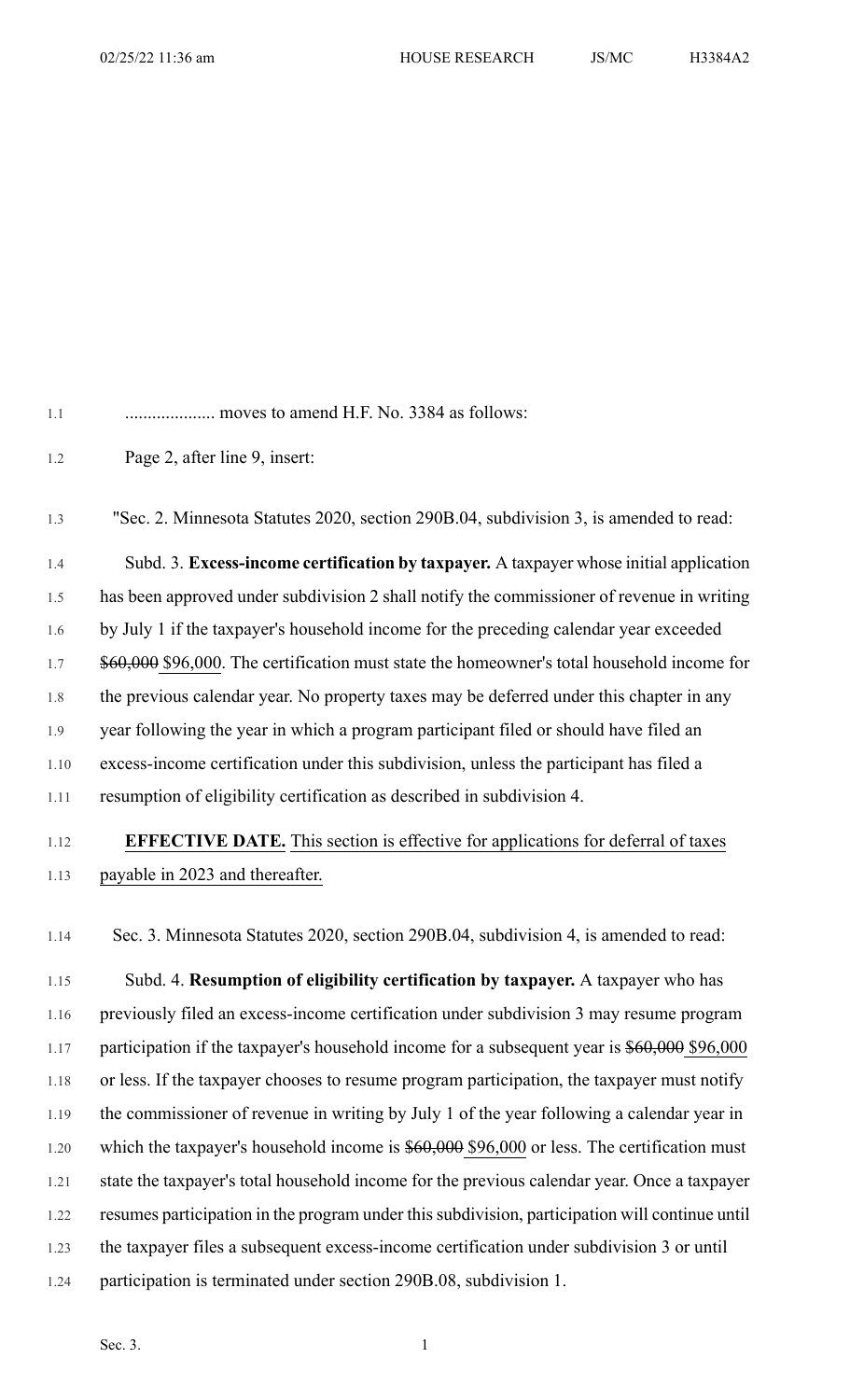.................... moves to amend H.F. No. 3384 as follows:

Page 2, after line 9, insert:

"Sec. 2. Minnesota Statutes 2020, section 290B.04, subdivision 3, is amended to read:

Subd. 3. **Excess-income certification by taxpayer.** A taxpayer whose initial application has been approved under subdivision 2 shall notify the commissioner of revenue in writing by July 1 if the taxpayer's household income for the preceding calendar year exceeded ~~$60,000~~ $96,000. The certification must state the homeowner's total household income for the previous calendar year. No property taxes may be deferred under this chapter in any year following the year in which a program participant filed or should have filed an excess-income certification under this subdivision, unless the participant has filed a resumption of eligibility certification as described in subdivision 4.

**EFFECTIVE DATE.** This section is effective for applications for deferral of taxes payable in 2023 and thereafter.

Sec. 3. Minnesota Statutes 2020, section 290B.04, subdivision 4, is amended to read:

Subd. 4. **Resumption of eligibility certification by taxpayer.** A taxpayer who has previously filed an excess-income certification under subdivision 3 may resume program participation if the taxpayer's household income for a subsequent year is ~~$60,000~~ $96,000 or less. If the taxpayer chooses to resume program participation, the taxpayer must notify the commissioner of revenue in writing by July 1 of the year following a calendar year in which the taxpayer's household income is ~~$60,000~~ $96,000 or less. The certification must state the taxpayer's total household income for the previous calendar year. Once a taxpayer resumes participation in the program under this subdivision, participation will continue until the taxpayer files a subsequent excess-income certification under subdivision 3 or until participation is terminated under section 290B.08, subdivision 1.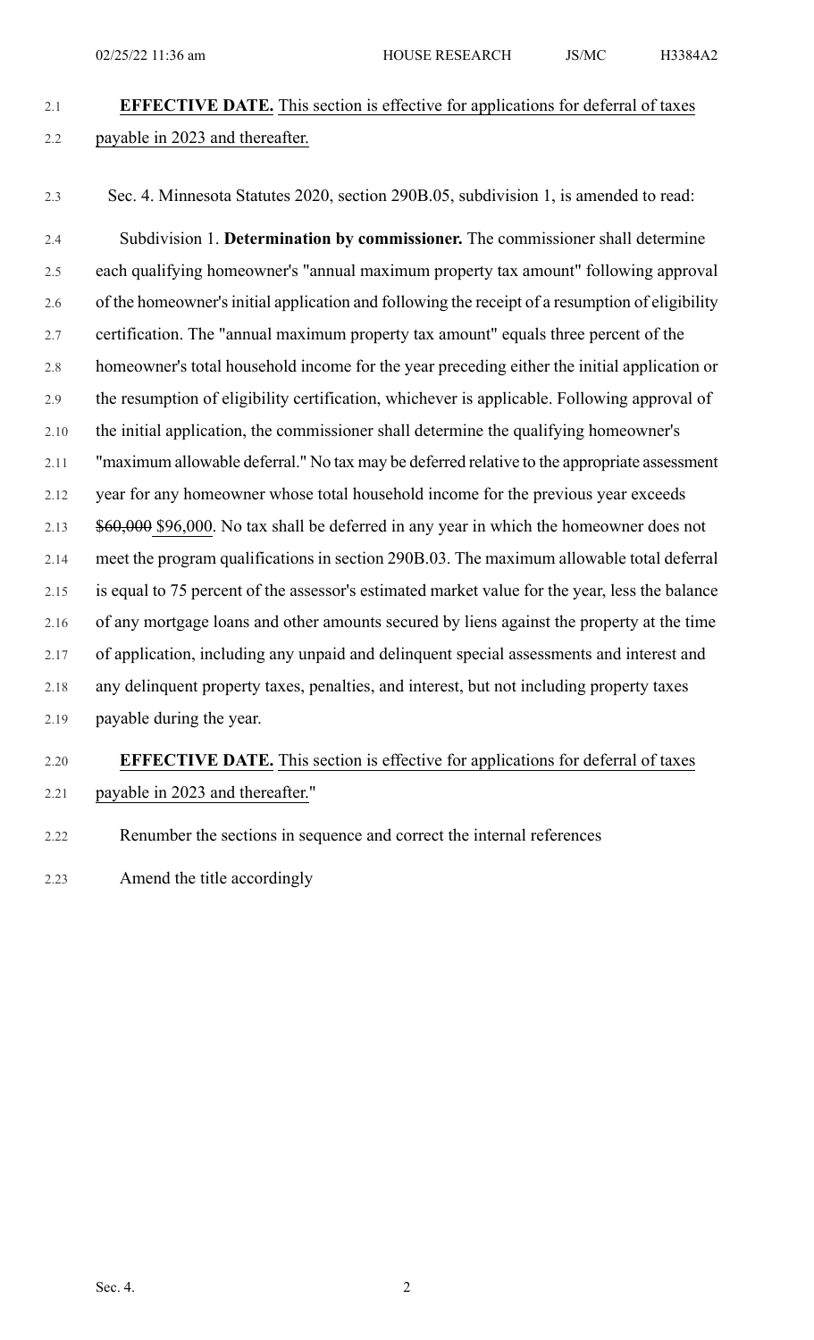**EFFECTIVE DATE.** This section is effective for applications for deferral of taxes payable in 2023 and thereafter.

Sec. 4. Minnesota Statutes 2020, section 290B.05, subdivision 1, is amended to read:

Subdivision 1. **Determination by commissioner.** The commissioner shall determine each qualifying homeowner's "annual maximum property tax amount" following approval of the homeowner's initial application and following the receipt of a resumption of eligibility certification. The "annual maximum property tax amount" equals three percent of the homeowner's total household income for the year preceding either the initial application or the resumption of eligibility certification, whichever is applicable. Following approval of the initial application, the commissioner shall determine the qualifying homeowner's "maximum allowable deferral." No tax may be deferred relative to the appropriate assessment year for any homeowner whose total household income for the previous year exceeds ~~$60,000~~ $96,000. No tax shall be deferred in any year in which the homeowner does not meet the program qualifications in section 290B.03. The maximum allowable total deferral is equal to 75 percent of the assessor's estimated market value for the year, less the balance of any mortgage loans and other amounts secured by liens against the property at the time of application, including any unpaid and delinquent special assessments and interest and any delinquent property taxes, penalties, and interest, but not including property taxes payable during the year.

**EFFECTIVE DATE.** This section is effective for applications for deferral of taxes payable in 2023 and thereafter."

Renumber the sections in sequence and correct the internal references

Amend the title accordingly